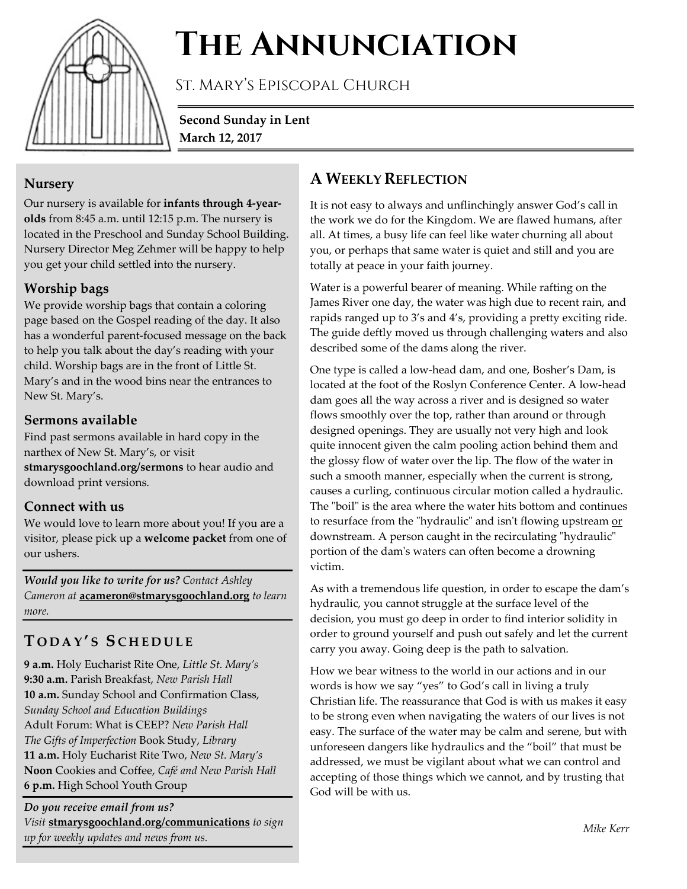# The Annunciation

St. Mary's Episcopal Church

**Second Sunday in Lent**
**March 12, 2017**

### Nursery

Our nursery is available for **infants through 4-year-olds** from 8:45 a.m. until 12:15 p.m. The nursery is located in the Preschool and Sunday School Building. Nursery Director Meg Zehmer will be happy to help you get your child settled into the nursery.

### Worship bags

We provide worship bags that contain a coloring page based on the Gospel reading of the day. It also has a wonderful parent-focused message on the back to help you talk about the day's reading with your child. Worship bags are in the front of Little St. Mary's and in the wood bins near the entrances to New St. Mary's.

### Sermons available

Find past sermons available in hard copy in the narthex of New St. Mary's, or visit **stmarysgoochland.org/sermons** to hear audio and download print versions.

### Connect with us

We would love to learn more about you! If you are a visitor, please pick up a **welcome packet** from one of our ushers.

***Would you like to write for us?*** *Contact Ashley Cameron at* **acameron@stmarysgoochland.org** *to learn more.*

## Today's Schedule

**9 a.m.** Holy Eucharist Rite One, *Little St. Mary's*
**9:30 a.m.** Parish Breakfast, *New Parish Hall*
**10 a.m.** Sunday School and Confirmation Class, *Sunday School and Education Buildings*
Adult Forum: What is CEEP? *New Parish Hall*
*The Gifts of Imperfection* Book Study, *Library*
**11 a.m.** Holy Eucharist Rite Two, *New St. Mary's*
**Noon** Cookies and Coffee, *Café and New Parish Hall*
**6 p.m.** High School Youth Group

***Do you receive email from us?***
*Visit* **stmarysgoochland.org/communications** *to sign up for weekly updates and news from us.*

## A Weekly Reflection

It is not easy to always and unflinchingly answer God's call in the work we do for the Kingdom. We are flawed humans, after all. At times, a busy life can feel like water churning all about you, or perhaps that same water is quiet and still and you are totally at peace in your faith journey.

Water is a powerful bearer of meaning. While rafting on the James River one day, the water was high due to recent rain, and rapids ranged up to 3's and 4's, providing a pretty exciting ride. The guide deftly moved us through challenging waters and also described some of the dams along the river.

One type is called a low-head dam, and one, Bosher's Dam, is located at the foot of the Roslyn Conference Center. A low-head dam goes all the way across a river and is designed so water flows smoothly over the top, rather than around or through designed openings. They are usually not very high and look quite innocent given the calm pooling action behind them and the glossy flow of water over the lip. The flow of the water in such a smooth manner, especially when the current is strong, causes a curling, continuous circular motion called a hydraulic. The "boil" is the area where the water hits bottom and continues to resurface from the "hydraulic" and isn't flowing upstream or downstream. A person caught in the recirculating "hydraulic" portion of the dam's waters can often become a drowning victim.

As with a tremendous life question, in order to escape the dam's hydraulic, you cannot struggle at the surface level of the decision, you must go deep in order to find interior solidity in order to ground yourself and push out safely and let the current carry you away. Going deep is the path to salvation.

How we bear witness to the world in our actions and in our words is how we say "yes" to God's call in living a truly Christian life. The reassurance that God is with us makes it easy to be strong even when navigating the waters of our lives is not easy. The surface of the water may be calm and serene, but with unforeseen dangers like hydraulics and the "boil" that must be addressed, we must be vigilant about what we can control and accepting of those things which we cannot, and by trusting that God will be with us.

*Mike Kerr*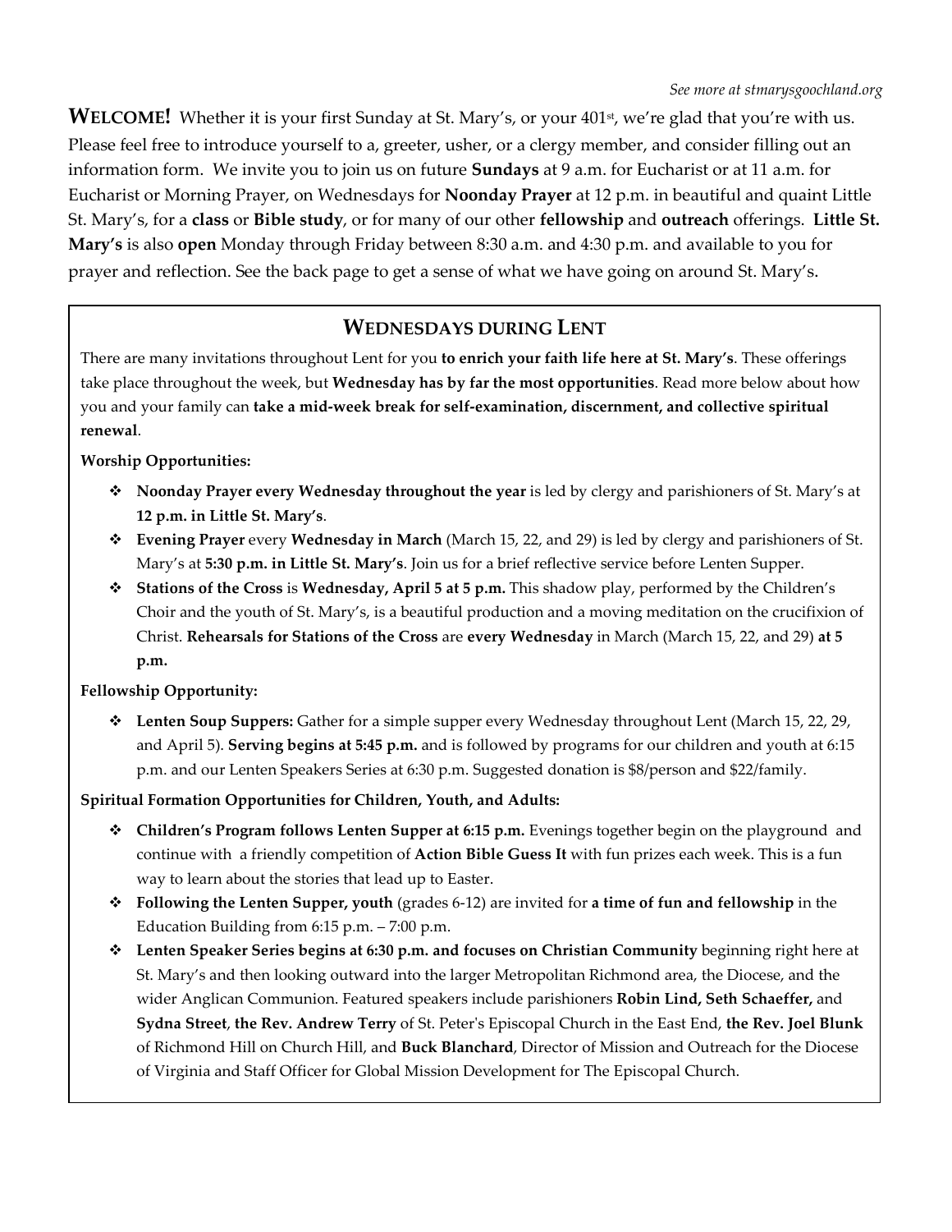*See more at stmarysgoochland.org*

**WELCOME!** Whether it is your first Sunday at St. Mary's, or your 401st, we're glad that you're with us. Please feel free to introduce yourself to a, greeter, usher, or a clergy member, and consider filling out an information form. We invite you to join us on future **Sundays** at 9 a.m. for Eucharist or at 11 a.m. for Eucharist or Morning Prayer, on Wednesdays for **Noonday Prayer** at 12 p.m. in beautiful and quaint Little St. Mary's, for a **class** or **Bible study**, or for many of our other **fellowship** and **outreach** offerings. **Little St. Mary's** is also **open** Monday through Friday between 8:30 a.m. and 4:30 p.m. and available to you for prayer and reflection. See the back page to get a sense of what we have going on around St. Mary's.

## WEDNESDAYS DURING LENT

There are many invitations throughout Lent for you **to enrich your faith life here at St. Mary's**. These offerings take place throughout the week, but **Wednesday has by far the most opportunities**. Read more below about how you and your family can **take a mid-week break for self-examination, discernment, and collective spiritual renewal**.

**Worship Opportunities:**

- **Noonday Prayer every Wednesday throughout the year** is led by clergy and parishioners of St. Mary's at **12 p.m. in Little St. Mary's**.
- **Evening Prayer** every **Wednesday in March** (March 15, 22, and 29) is led by clergy and parishioners of St. Mary's at **5:30 p.m. in Little St. Mary's**. Join us for a brief reflective service before Lenten Supper.
- **Stations of the Cross** is **Wednesday, April 5 at 5 p.m.** This shadow play, performed by the Children's Choir and the youth of St. Mary's, is a beautiful production and a moving meditation on the crucifixion of Christ. **Rehearsals for Stations of the Cross** are **every Wednesday** in March (March 15, 22, and 29) **at 5 p.m.**

**Fellowship Opportunity:**

- **Lenten Soup Suppers:** Gather for a simple supper every Wednesday throughout Lent (March 15, 22, 29, and April 5). **Serving begins at 5:45 p.m.** and is followed by programs for our children and youth at 6:15 p.m. and our Lenten Speakers Series at 6:30 p.m. Suggested donation is $8/person and $22/family.

**Spiritual Formation Opportunities for Children, Youth, and Adults:**

- **Children's Program follows Lenten Supper at 6:15 p.m.** Evenings together begin on the playground and continue with a friendly competition of **Action Bible Guess It** with fun prizes each week. This is a fun way to learn about the stories that lead up to Easter.
- **Following the Lenten Supper, youth** (grades 6-12) are invited for **a time of fun and fellowship** in the Education Building from 6:15 p.m. – 7:00 p.m.
- **Lenten Speaker Series begins at 6:30 p.m. and focuses on Christian Community** beginning right here at St. Mary's and then looking outward into the larger Metropolitan Richmond area, the Diocese, and the wider Anglican Communion. Featured speakers include parishioners **Robin Lind, Seth Schaeffer,** and **Sydna Street**, **the Rev. Andrew Terry** of St. Peter's Episcopal Church in the East End, **the Rev. Joel Blunk** of Richmond Hill on Church Hill, and **Buck Blanchard**, Director of Mission and Outreach for the Diocese of Virginia and Staff Officer for Global Mission Development for The Episcopal Church.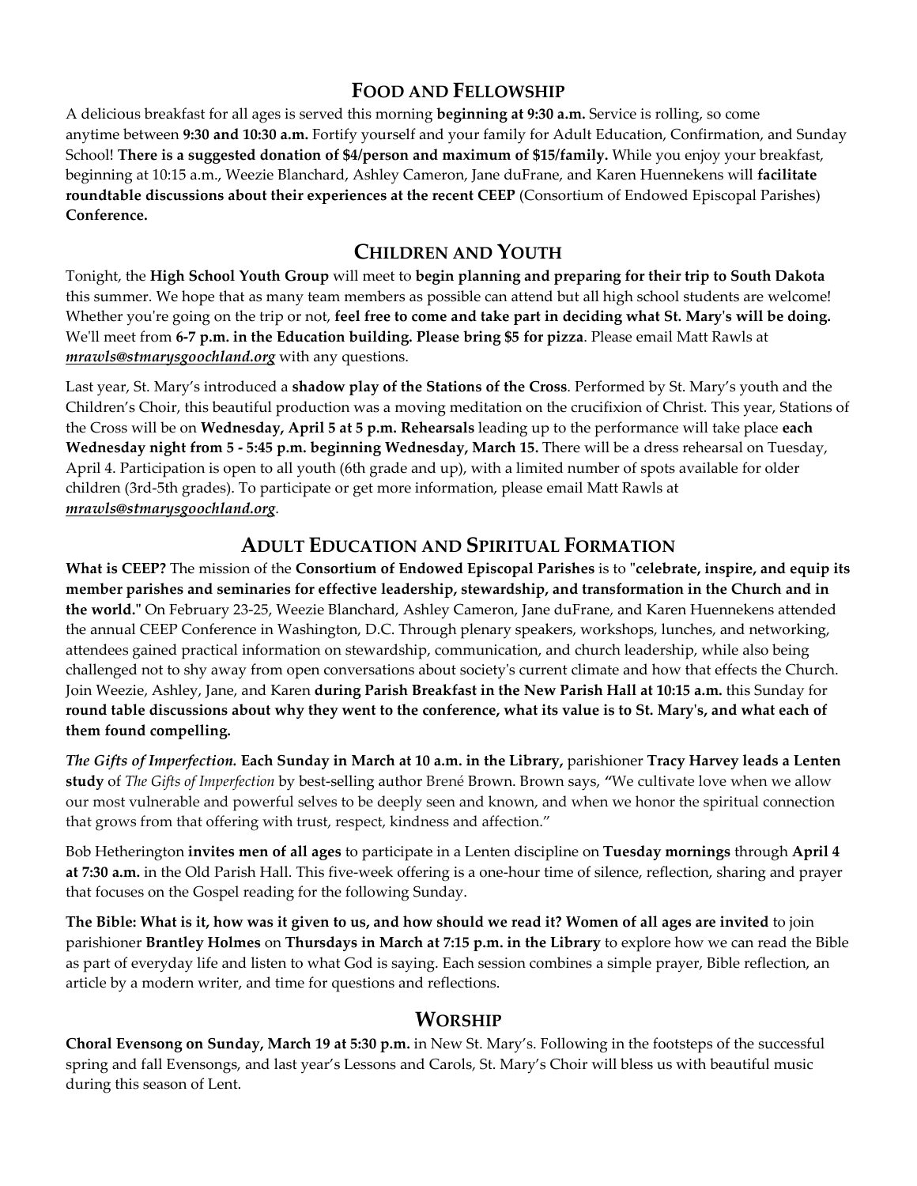## Food and Fellowship

A delicious breakfast for all ages is served this morning **beginning at 9:30 a.m.** Service is rolling, so come anytime between **9:30 and 10:30 a.m.** Fortify yourself and your family for Adult Education, Confirmation, and Sunday School! **There is a suggested donation of $4/person and maximum of $15/family.** While you enjoy your breakfast, beginning at 10:15 a.m., Weezie Blanchard, Ashley Cameron, Jane duFrane, and Karen Huennekens will **facilitate roundtable discussions about their experiences at the recent CEEP** (Consortium of Endowed Episcopal Parishes) **Conference.**

## Children and Youth

Tonight, the **High School Youth Group** will meet to **begin planning and preparing for their trip to South Dakota** this summer. We hope that as many team members as possible can attend but all high school students are welcome! Whether you're going on the trip or not, **feel free to come and take part in deciding what St. Mary's will be doing.** We'll meet from **6-7 p.m. in the Education building. Please bring $5 for pizza**. Please email Matt Rawls at ***mrawls@stmarysgoochland.org*** with any questions.

Last year, St. Mary's introduced a **shadow play of the Stations of the Cross**. Performed by St. Mary's youth and the Children's Choir, this beautiful production was a moving meditation on the crucifixion of Christ. This year, Stations of the Cross will be on **Wednesday, April 5 at 5 p.m. Rehearsals** leading up to the performance will take place **each Wednesday night from 5 - 5:45 p.m. beginning Wednesday, March 15.** There will be a dress rehearsal on Tuesday, April 4. Participation is open to all youth (6th grade and up), with a limited number of spots available for older children (3rd-5th grades). To participate or get more information, please email Matt Rawls at ***mrawls@stmarysgoochland.org***.

## Adult Education and Spiritual Formation

**What is CEEP?** The mission of the **Consortium of Endowed Episcopal Parishes** is to "**celebrate, inspire, and equip its member parishes and seminaries for effective leadership, stewardship, and transformation in the Church and in the world.**" On February 23-25, Weezie Blanchard, Ashley Cameron, Jane duFrane, and Karen Huennekens attended the annual CEEP Conference in Washington, D.C. Through plenary speakers, workshops, lunches, and networking, attendees gained practical information on stewardship, communication, and church leadership, while also being challenged not to shy away from open conversations about society's current climate and how that effects the Church. Join Weezie, Ashley, Jane, and Karen **during Parish Breakfast in the New Parish Hall at 10:15 a.m.** this Sunday for **round table discussions about why they went to the conference, what its value is to St. Mary's, and what each of them found compelling.**

***The Gifts of Imperfection.* Each Sunday in March at 10 a.m. in the Library,** parishioner **Tracy Harvey leads a Lenten study** of *The Gifts of Imperfection* by best-selling author Brené Brown. Brown says, "We cultivate love when we allow our most vulnerable and powerful selves to be deeply seen and known, and when we honor the spiritual connection that grows from that offering with trust, respect, kindness and affection."

Bob Hetherington **invites men of all ages** to participate in a Lenten discipline on **Tuesday mornings** through **April 4 at 7:30 a.m.** in the Old Parish Hall. This five-week offering is a one-hour time of silence, reflection, sharing and prayer that focuses on the Gospel reading for the following Sunday.

**The Bible: What is it, how was it given to us, and how should we read it? Women of all ages are invited** to join parishioner **Brantley Holmes** on **Thursdays in March at 7:15 p.m. in the Library** to explore how we can read the Bible as part of everyday life and listen to what God is saying. Each session combines a simple prayer, Bible reflection, an article by a modern writer, and time for questions and reflections.

## Worship

**Choral Evensong on Sunday, March 19 at 5:30 p.m.** in New St. Mary's. Following in the footsteps of the successful spring and fall Evensongs, and last year's Lessons and Carols, St. Mary's Choir will bless us with beautiful music during this season of Lent.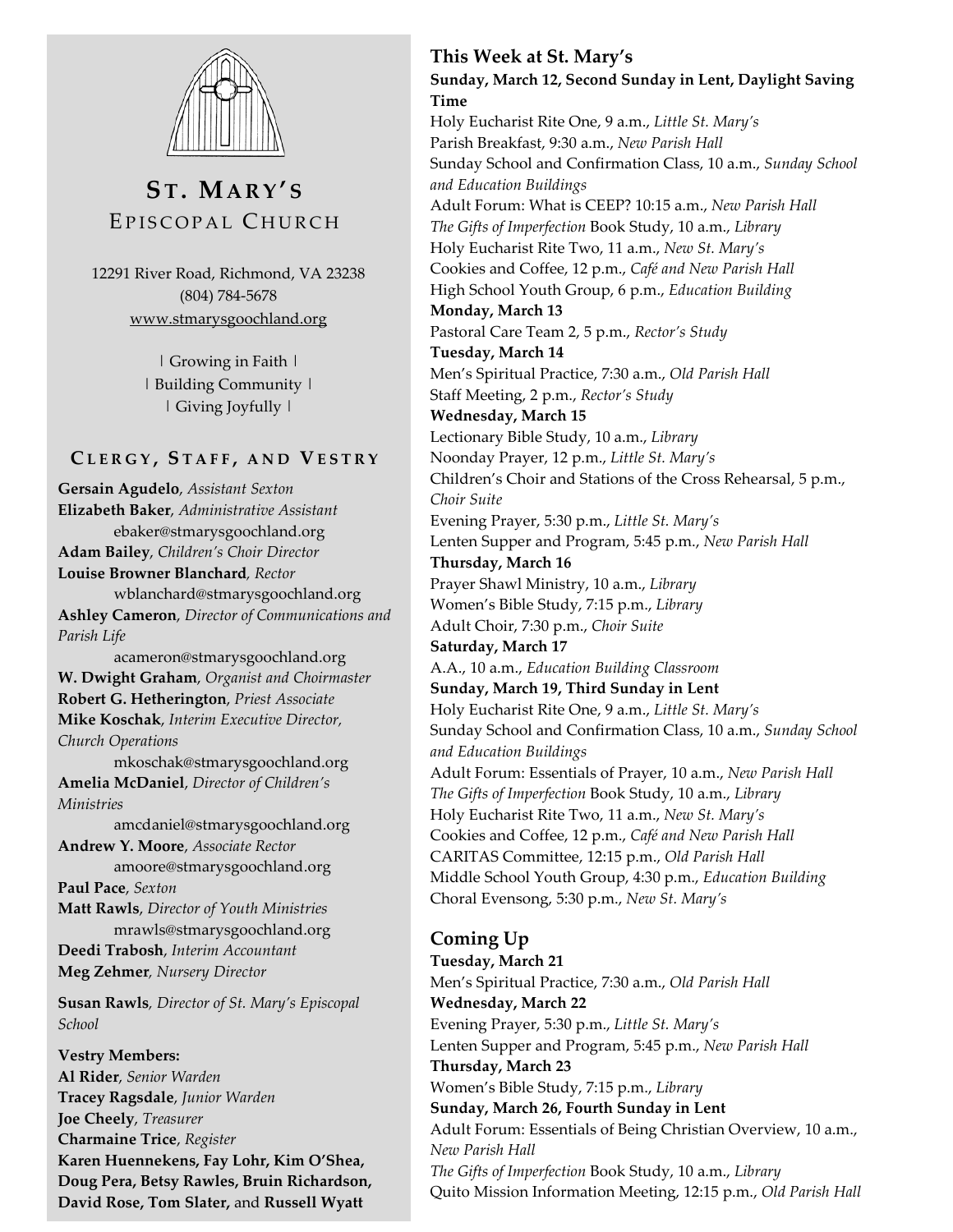# St. Mary's Episcopal Church

12291 River Road, Richmond, VA 23238
(804) 784-5678
www.stmarysgoochland.org

| Growing in Faith |
| Building Community |
| Giving Joyfully |

## Clergy, Staff, and Vestry

**Gersain Agudelo**, *Assistant Sexton*
**Elizabeth Baker**, *Administrative Assistant*
ebaker@stmarysgoochland.org
**Adam Bailey**, *Children's Choir Director*
**Louise Browner Blanchard**, *Rector*
wblanchard@stmarysgoochland.org
**Ashley Cameron**, *Director of Communications and Parish Life*
acameron@stmarysgoochland.org
**W. Dwight Graham**, *Organist and Choirmaster*
**Robert G. Hetherington**, *Priest Associate*
**Mike Koschak**, *Interim Executive Director, Church Operations*
mkoschak@stmarysgoochland.org
**Amelia McDaniel**, *Director of Children's Ministries*
amcdaniel@stmarysgoochland.org
**Andrew Y. Moore**, *Associate Rector*
amoore@stmarysgoochland.org
**Paul Pace**, *Sexton*
**Matt Rawls**, *Director of Youth Ministries*
mrawls@stmarysgoochland.org
**Deedi Trabosh**, *Interim Accountant*
**Meg Zehmer**, *Nursery Director*

**Susan Rawls**, *Director of St. Mary's Episcopal School*

**Vestry Members:**
**Al Rider**, *Senior Warden*
**Tracey Ragsdale**, *Junior Warden*
**Joe Cheely**, *Treasurer*
**Charmaine Trice**, *Register*
**Karen Huennekens, Fay Lohr, Kim O'Shea, Doug Pera, Betsy Rawles, Bruin Richardson, David Rose, Tom Slater,** and **Russell Wyatt**

## This Week at St. Mary's

**Sunday, March 12, Second Sunday in Lent, Daylight Saving Time**
Holy Eucharist Rite One, 9 a.m., *Little St. Mary's*
Parish Breakfast, 9:30 a.m., *New Parish Hall*
Sunday School and Confirmation Class, 10 a.m., *Sunday School and Education Buildings*
Adult Forum: What is CEEP? 10:15 a.m., *New Parish Hall*
*The Gifts of Imperfection* Book Study, 10 a.m., *Library*
Holy Eucharist Rite Two, 11 a.m., *New St. Mary's*
Cookies and Coffee, 12 p.m., *Café and New Parish Hall*
High School Youth Group, 6 p.m., *Education Building*
**Monday, March 13**
Pastoral Care Team 2, 5 p.m., *Rector's Study*
**Tuesday, March 14**
Men's Spiritual Practice, 7:30 a.m., *Old Parish Hall*
Staff Meeting, 2 p.m., *Rector's Study*
**Wednesday, March 15**
Lectionary Bible Study, 10 a.m., *Library*
Noonday Prayer, 12 p.m., *Little St. Mary's*
Children's Choir and Stations of the Cross Rehearsal, 5 p.m., *Choir Suite*
Evening Prayer, 5:30 p.m., *Little St. Mary's*
Lenten Supper and Program, 5:45 p.m., *New Parish Hall*
**Thursday, March 16**
Prayer Shawl Ministry, 10 a.m., *Library*
Women's Bible Study, 7:15 p.m., *Library*
Adult Choir, 7:30 p.m., *Choir Suite*
**Saturday, March 17**
A.A., 10 a.m., *Education Building Classroom*
**Sunday, March 19, Third Sunday in Lent**
Holy Eucharist Rite One, 9 a.m., *Little St. Mary's*
Sunday School and Confirmation Class, 10 a.m., *Sunday School and Education Buildings*
Adult Forum: Essentials of Prayer, 10 a.m., *New Parish Hall*
*The Gifts of Imperfection* Book Study, 10 a.m., *Library*
Holy Eucharist Rite Two, 11 a.m., *New St. Mary's*
Cookies and Coffee, 12 p.m., *Café and New Parish Hall*
CARITAS Committee, 12:15 p.m., *Old Parish Hall*
Middle School Youth Group, 4:30 p.m., *Education Building*
Choral Evensong, 5:30 p.m., *New St. Mary's*

## Coming Up

**Tuesday, March 21**
Men's Spiritual Practice, 7:30 a.m., *Old Parish Hall*
**Wednesday, March 22**
Evening Prayer, 5:30 p.m., *Little St. Mary's*
Lenten Supper and Program, 5:45 p.m., *New Parish Hall*
**Thursday, March 23**
Women's Bible Study, 7:15 p.m., *Library*
**Sunday, March 26, Fourth Sunday in Lent**
Adult Forum: Essentials of Being Christian Overview, 10 a.m., *New Parish Hall*
*The Gifts of Imperfection* Book Study, 10 a.m., *Library*
Quito Mission Information Meeting, 12:15 p.m., *Old Parish Hall*